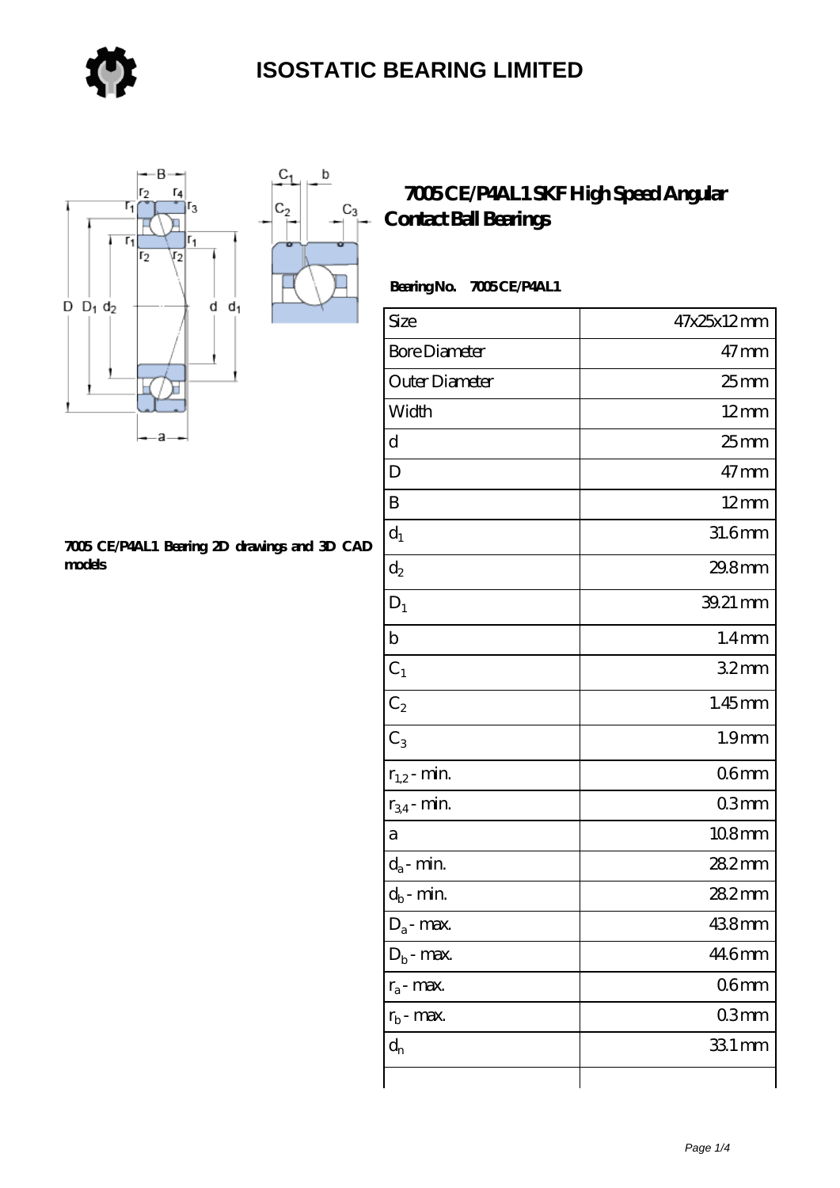# ISOSTATIC BEARING LIMITED

## 7005 CE/P4AL1 SKF High Speed Angular Contact Ball Bearings

**Bearing No. 7005 CE/P4AL1**

| Size | 47x25x12 mm |
|---|---|
| Bore Diameter | 47 mm |
| Outer Diameter | 25 mm |
| Width | 12 mm |
| d | 25 mm |
| D | 47 mm |
| B | 12 mm |
| $d_1$ | 31.6 mm |
| $d_2$ | 29.8 mm |
| $D_1$ | 39.21 mm |
| b | 1.4 mm |
| $C_1$ | 3.2 mm |
| $C_2$ | 1.45 mm |
| $C_3$ | 1.9 mm |
| $r_{1,2}$ - min. | 0.6 mm |
| $r_{3,4}$ - min. | 0.3 mm |
| a | 10.8 mm |
| $d_a$ - min. | 28.2 mm |
| $d_b$ - min. | 28.2 mm |
| $D_a$ - max. | 43.8 mm |
| $D_b$ - max. | 44.6 mm |
| $r_a$ - max. | 0.6 mm |
| $r_b$ - max. | 0.3 mm |
| $d_n$ | 33.1 mm |
| | |

**7005 CE/P4AL1 Bearing 2D drawings and 3D CAD models**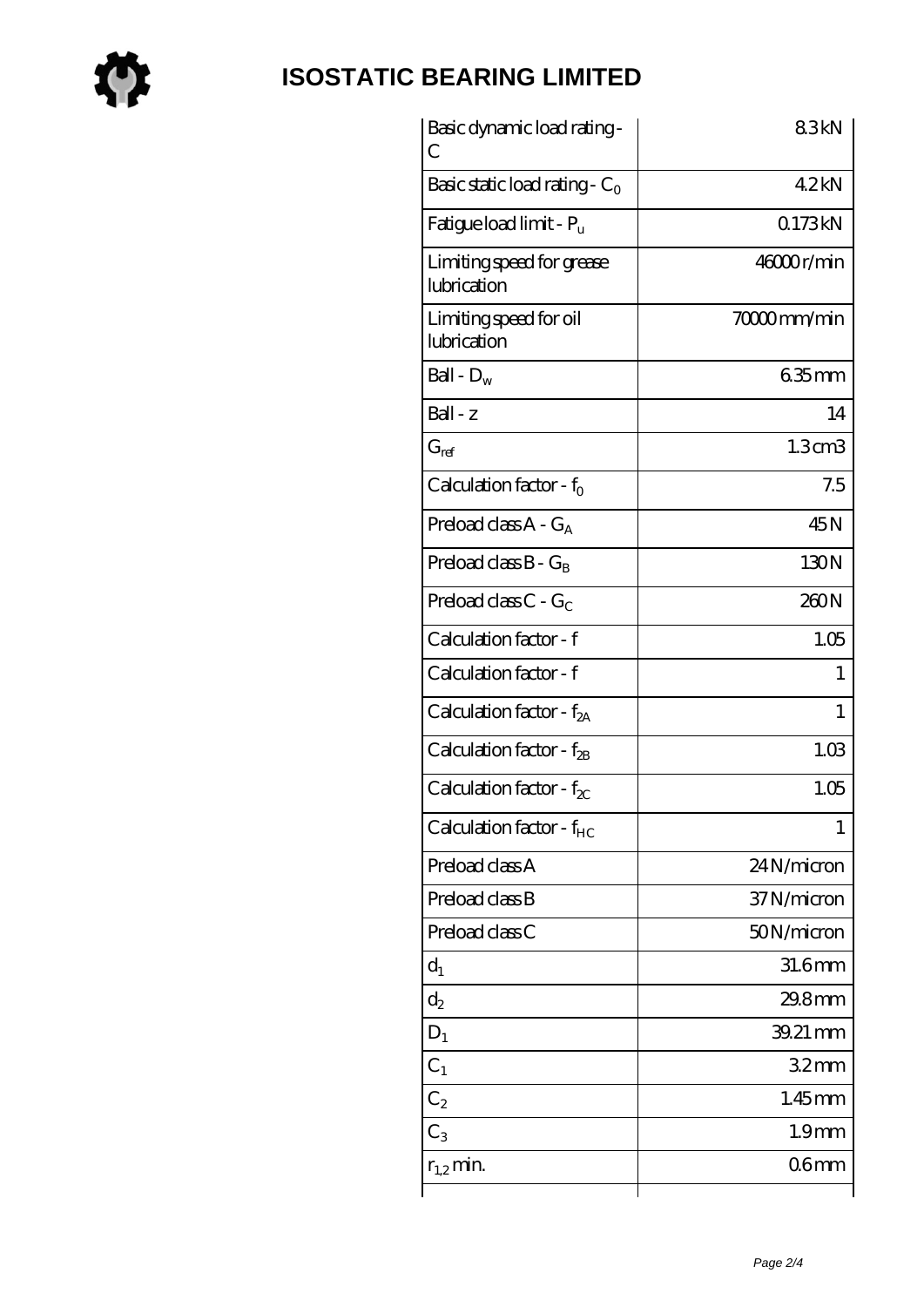# ISOSTATIC BEARING LIMITED

| | |
|---|---|
| Basic dynamic load rating - C | 8.3 kN |
| Basic static load rating - $C_0$ | 4.2 kN |
| Fatigue load limit - $P_u$ | 0.173 kN |
| Limiting speed for grease lubrication | 46000 r/min |
| Limiting speed for oil lubrication | 70000 mm/min |
| Ball - $D_w$ | 6.35 mm |
| Ball - z | 14 |
| $G_{ref}$ | 1.3 cm3 |
| Calculation factor - $f_0$ | 7.5 |
| Preload class A - $G_A$ | 45 N |
| Preload class B - $G_B$ | 130 N |
| Preload class C - $G_C$ | 260 N |
| Calculation factor - f | 1.05 |
| Calculation factor - f | 1 |
| Calculation factor - $f_{2A}$ | 1 |
| Calculation factor - $f_{2B}$ | 1.03 |
| Calculation factor - $f_{2C}$ | 1.05 |
| Calculation factor - $f_{HC}$ | 1 |
| Preload class A | 24 N/micron |
| Preload class B | 37 N/micron |
| Preload class C | 50 N/micron |
| $d_1$ | 31.6 mm |
| $d_2$ | 29.8 mm |
| $D_1$ | 39.21 mm |
| $C_1$ | 3.2 mm |
| $C_2$ | 1.45 mm |
| $C_3$ | 1.9 mm |
| $r_{1,2}$ min. | 0.6 mm |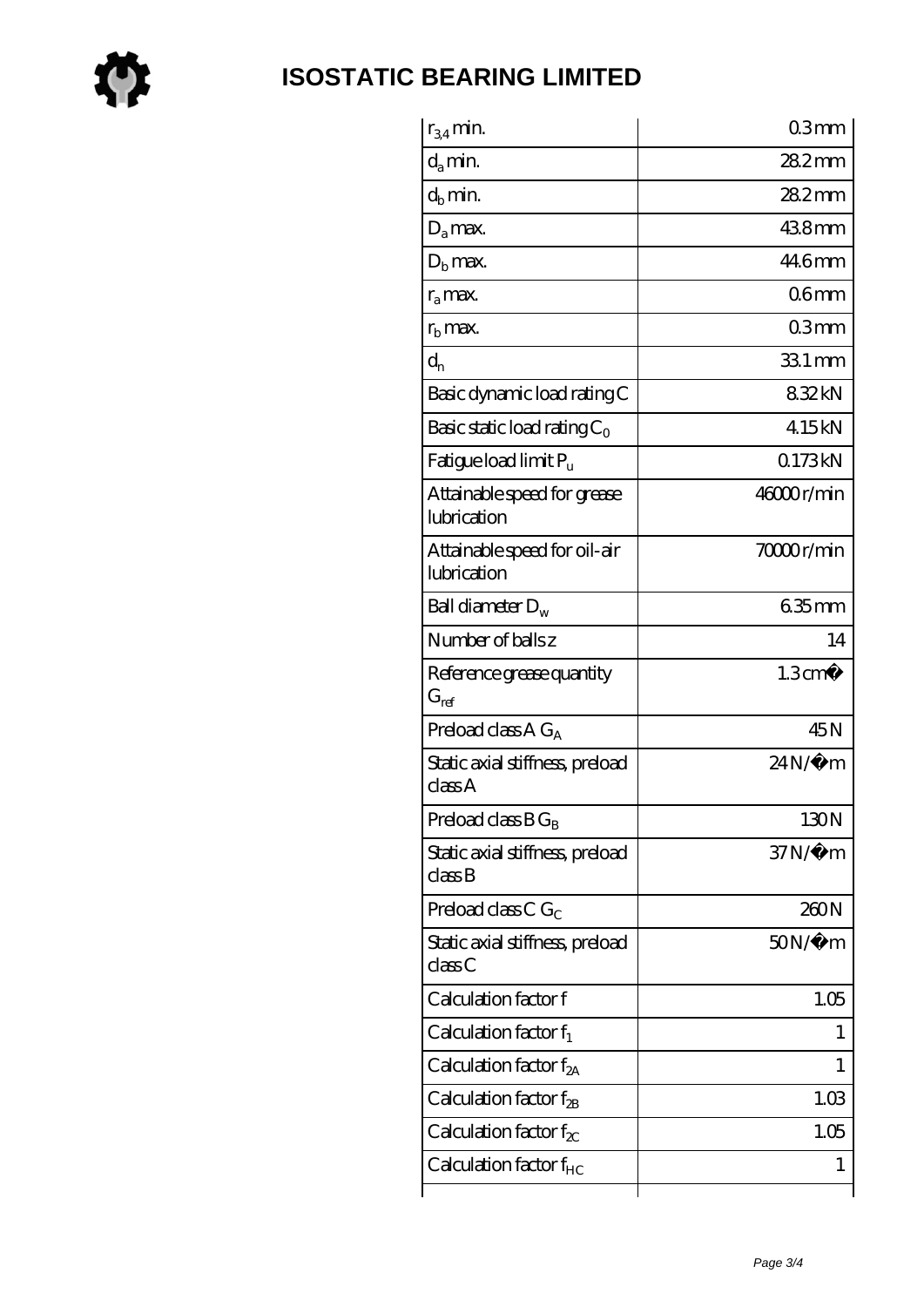# ISOSTATIC BEARING LIMITED

| | |
|---|---|
| $r_{3,4}$ min. | 0.3 mm |
| $d_a$ min. | 28.2 mm |
| $d_b$ min. | 28.2 mm |
| $D_a$ max. | 43.8 mm |
| $D_b$ max. | 44.6 mm |
| $r_a$ max. | 0.6 mm |
| $r_b$ max. | 0.3 mm |
| $d_n$ | 33.1 mm |
| Basic dynamic load rating C | 8.32 kN |
| Basic static load rating $C_0$ | 4.15 kN |
| Fatigue load limit $P_u$ | 0.173 kN |
| Attainable speed for grease lubrication | 46000 r/min |
| Attainable speed for oil-air lubrication | 70000 r/min |
| Ball diameter $D_w$ | 6.35 mm |
| Number of balls z | 14 |
| Reference grease quantity $G_{ref}$ | 1.3 cm³ |
| Preload class A $G_A$ | 45 N |
| Static axial stiffness, preload class A | 24 N/µm |
| Preload class B $G_B$ | 130 N |
| Static axial stiffness, preload class B | 37 N/µm |
| Preload class C $G_C$ | 260 N |
| Static axial stiffness, preload class C | 50 N/µm |
| Calculation factor f | 1.05 |
| Calculation factor $f_1$ | 1 |
| Calculation factor $f_{2A}$ | 1 |
| Calculation factor $f_{2B}$ | 1.03 |
| Calculation factor $f_{2C}$ | 1.05 |
| Calculation factor $f_{HC}$ | 1 |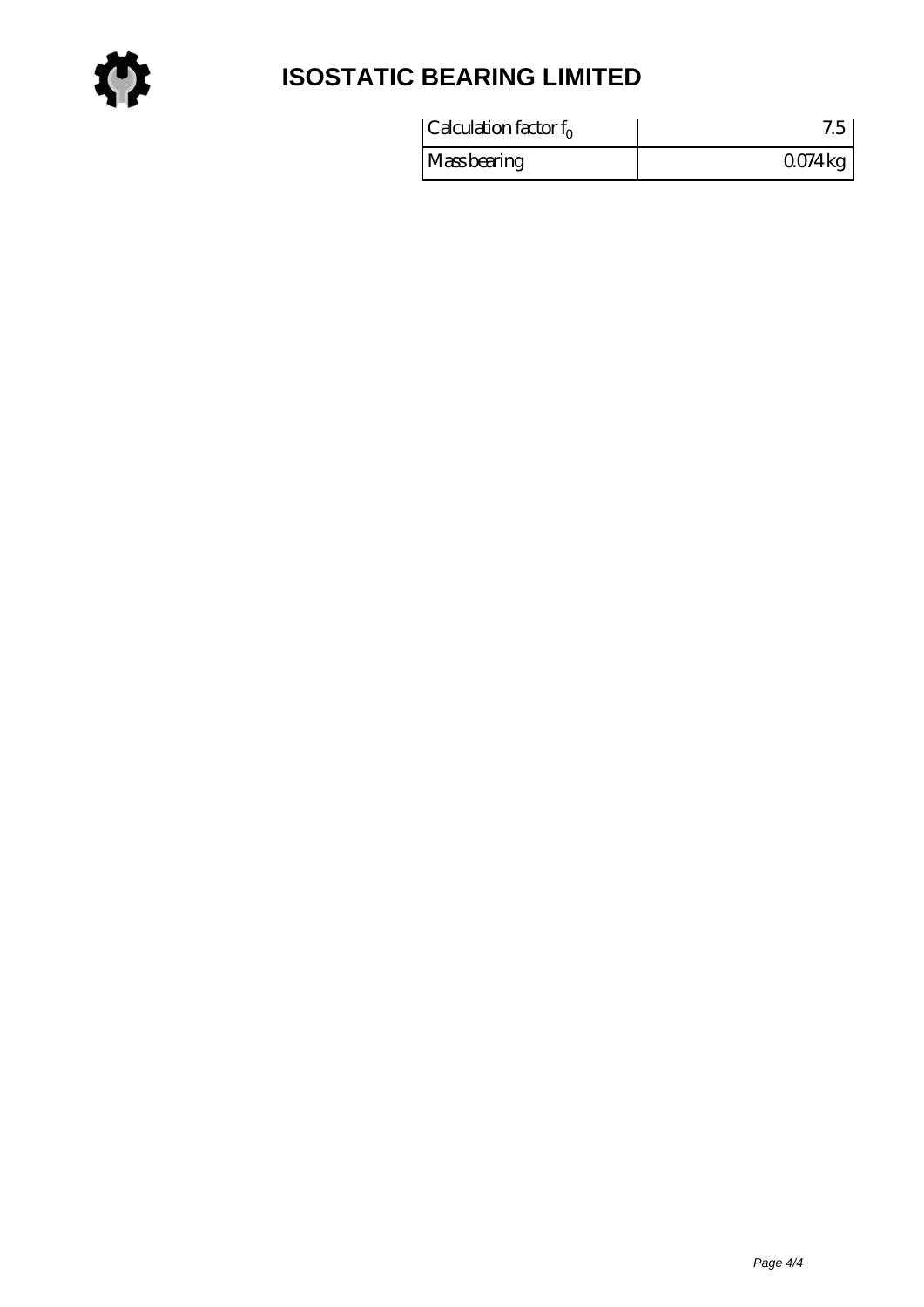# ISOSTATIC BEARING LIMITED

| | |
|---|---|
| Calculation factor $f_0$ | 7.5 |
| Mass bearing | 0.074 kg |